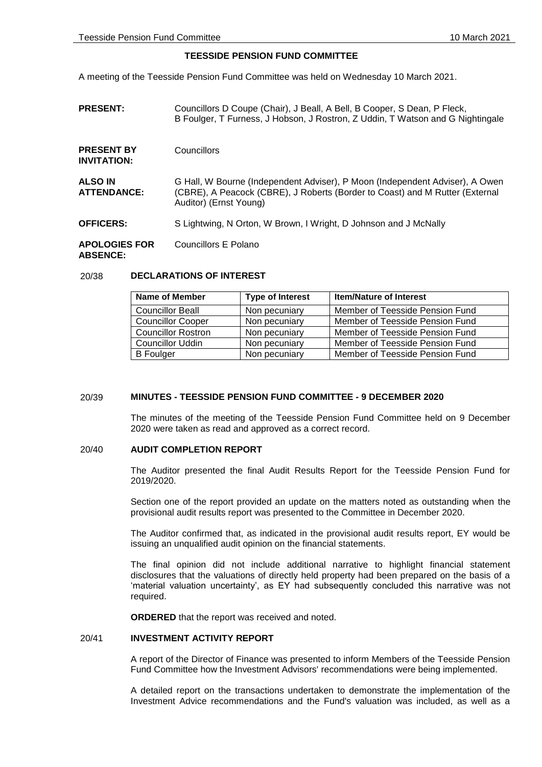# TEESSIDE PENSION FUND COMMITTEE

A meeting of the Teesside Pension Fund Committee was held on Wednesday 10 March 2021.

**PRESENT:** Councillors D Coupe (Chair), J Beall, A Bell, B Cooper, S Dean, P Fleck, B Foulger, T Furness, J Hobson, J Rostron, Z Uddin, T Watson and G Nightingale

**PRESENT BY INVITATION:** Councillors

**ALSO IN ATTENDANCE:** G Hall, W Bourne (Independent Adviser), P Moon (Independent Adviser), A Owen (CBRE), A Peacock (CBRE), J Roberts (Border to Coast) and M Rutter (External Auditor) (Ernst Young)

**OFFICERS:** S Lightwing, N Orton, W Brown, I Wright, D Johnson and J McNally

**APOLOGIES FOR ABSENCE:** Councillors E Polano

## 20/38 DECLARATIONS OF INTEREST

| Name of Member | Type of Interest | Item/Nature of Interest |
|---|---|---|
| Councillor Beall | Non pecuniary | Member of Teesside Pension Fund |
| Councillor Cooper | Non pecuniary | Member of Teesside Pension Fund |
| Councillor Rostron | Non pecuniary | Member of Teesside Pension Fund |
| Councillor Uddin | Non pecuniary | Member of Teesside Pension Fund |
| B Foulger | Non pecuniary | Member of Teesside Pension Fund |

## 20/39 MINUTES - TEESSIDE PENSION FUND COMMITTEE - 9 DECEMBER 2020

The minutes of the meeting of the Teesside Pension Fund Committee held on 9 December 2020 were taken as read and approved as a correct record.

## 20/40 AUDIT COMPLETION REPORT

The Auditor presented the final Audit Results Report for the Teesside Pension Fund for 2019/2020.

Section one of the report provided an update on the matters noted as outstanding when the provisional audit results report was presented to the Committee in December 2020.

The Auditor confirmed that, as indicated in the provisional audit results report, EY would be issuing an unqualified audit opinion on the financial statements.

The final opinion did not include additional narrative to highlight financial statement disclosures that the valuations of directly held property had been prepared on the basis of a 'material valuation uncertainty', as EY had subsequently concluded this narrative was not required.

**ORDERED** that the report was received and noted.

## 20/41 INVESTMENT ACTIVITY REPORT

A report of the Director of Finance was presented to inform Members of the Teesside Pension Fund Committee how the Investment Advisors' recommendations were being implemented.

A detailed report on the transactions undertaken to demonstrate the implementation of the Investment Advice recommendations and the Fund's valuation was included, as well as a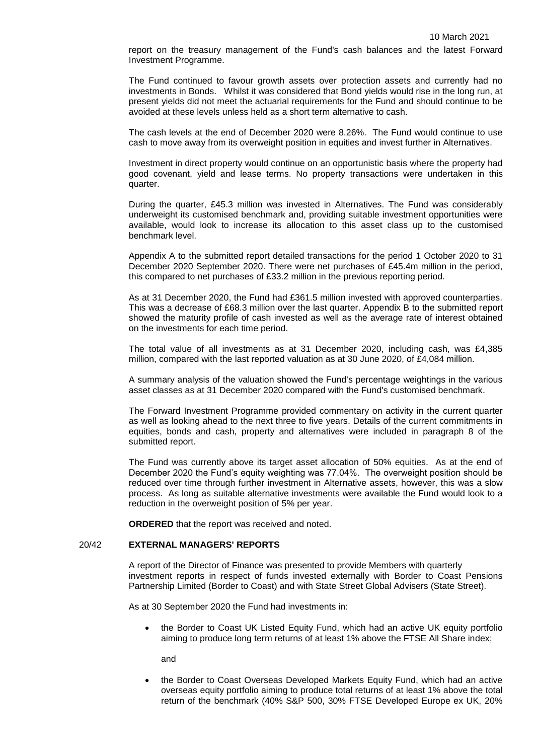report on the treasury management of the Fund's cash balances and the latest Forward Investment Programme.

The Fund continued to favour growth assets over protection assets and currently had no investments in Bonds. Whilst it was considered that Bond yields would rise in the long run, at present yields did not meet the actuarial requirements for the Fund and should continue to be avoided at these levels unless held as a short term alternative to cash.

The cash levels at the end of December 2020 were 8.26%. The Fund would continue to use cash to move away from its overweight position in equities and invest further in Alternatives.

Investment in direct property would continue on an opportunistic basis where the property had good covenant, yield and lease terms. No property transactions were undertaken in this quarter.

During the quarter, £45.3 million was invested in Alternatives. The Fund was considerably underweight its customised benchmark and, providing suitable investment opportunities were available, would look to increase its allocation to this asset class up to the customised benchmark level.

Appendix A to the submitted report detailed transactions for the period 1 October 2020 to 31 December 2020 September 2020. There were net purchases of £45.4m million in the period, this compared to net purchases of £33.2 million in the previous reporting period.

As at 31 December 2020, the Fund had £361.5 million invested with approved counterparties. This was a decrease of £68.3 million over the last quarter. Appendix B to the submitted report showed the maturity profile of cash invested as well as the average rate of interest obtained on the investments for each time period.

The total value of all investments as at 31 December 2020, including cash, was £4,385 million, compared with the last reported valuation as at 30 June 2020, of £4,084 million.

A summary analysis of the valuation showed the Fund's percentage weightings in the various asset classes as at 31 December 2020 compared with the Fund's customised benchmark.

The Forward Investment Programme provided commentary on activity in the current quarter as well as looking ahead to the next three to five years. Details of the current commitments in equities, bonds and cash, property and alternatives were included in paragraph 8 of the submitted report.

The Fund was currently above its target asset allocation of 50% equities. As at the end of December 2020 the Fund's equity weighting was 77.04%. The overweight position should be reduced over time through further investment in Alternative assets, however, this was a slow process. As long as suitable alternative investments were available the Fund would look to a reduction in the overweight position of 5% per year.

**ORDERED** that the report was received and noted.

## 20/42 EXTERNAL MANAGERS' REPORTS

A report of the Director of Finance was presented to provide Members with quarterly investment reports in respect of funds invested externally with Border to Coast Pensions Partnership Limited (Border to Coast) and with State Street Global Advisers (State Street).

As at 30 September 2020 the Fund had investments in:

- the Border to Coast UK Listed Equity Fund, which had an active UK equity portfolio aiming to produce long term returns of at least 1% above the FTSE All Share index;

  and

- the Border to Coast Overseas Developed Markets Equity Fund, which had an active overseas equity portfolio aiming to produce total returns of at least 1% above the total return of the benchmark (40% S&P 500, 30% FTSE Developed Europe ex UK, 20%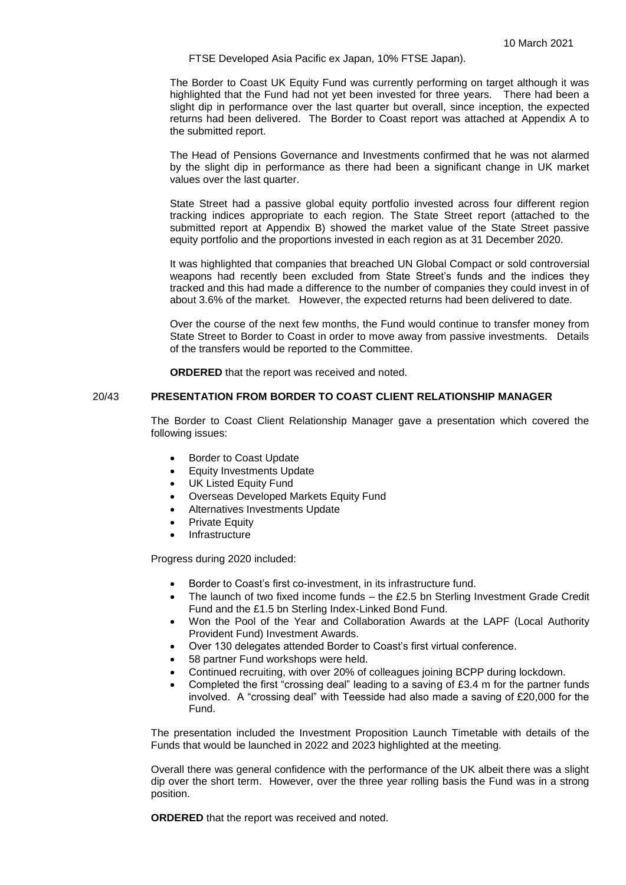FTSE Developed Asia Pacific ex Japan, 10% FTSE Japan).

The Border to Coast UK Equity Fund was currently performing on target although it was highlighted that the Fund had not yet been invested for three years. There had been a slight dip in performance over the last quarter but overall, since inception, the expected returns had been delivered. The Border to Coast report was attached at Appendix A to the submitted report.

The Head of Pensions Governance and Investments confirmed that he was not alarmed by the slight dip in performance as there had been a significant change in UK market values over the last quarter.

State Street had a passive global equity portfolio invested across four different region tracking indices appropriate to each region. The State Street report (attached to the submitted report at Appendix B) showed the market value of the State Street passive equity portfolio and the proportions invested in each region as at 31 December 2020.

It was highlighted that companies that breached UN Global Compact or sold controversial weapons had recently been excluded from State Street's funds and the indices they tracked and this had made a difference to the number of companies they could invest in of about 3.6% of the market. However, the expected returns had been delivered to date.

Over the course of the next few months, the Fund would continue to transfer money from State Street to Border to Coast in order to move away from passive investments. Details of the transfers would be reported to the Committee.

**ORDERED** that the report was received and noted.

## 20/43 PRESENTATION FROM BORDER TO COAST CLIENT RELATIONSHIP MANAGER

The Border to Coast Client Relationship Manager gave a presentation which covered the following issues:

- Border to Coast Update
- Equity Investments Update
- UK Listed Equity Fund
- Overseas Developed Markets Equity Fund
- Alternatives Investments Update
- Private Equity
- Infrastructure

Progress during 2020 included:

- Border to Coast's first co-investment, in its infrastructure fund.
- The launch of two fixed income funds – the £2.5 bn Sterling Investment Grade Credit Fund and the £1.5 bn Sterling Index-Linked Bond Fund.
- Won the Pool of the Year and Collaboration Awards at the LAPF (Local Authority Provident Fund) Investment Awards.
- Over 130 delegates attended Border to Coast's first virtual conference.
- 58 partner Fund workshops were held.
- Continued recruiting, with over 20% of colleagues joining BCPP during lockdown.
- Completed the first "crossing deal" leading to a saving of £3.4 m for the partner funds involved. A "crossing deal" with Teesside had also made a saving of £20,000 for the Fund.

The presentation included the Investment Proposition Launch Timetable with details of the Funds that would be launched in 2022 and 2023 highlighted at the meeting.

Overall there was general confidence with the performance of the UK albeit there was a slight dip over the short term. However, over the three year rolling basis the Fund was in a strong position.

**ORDERED** that the report was received and noted.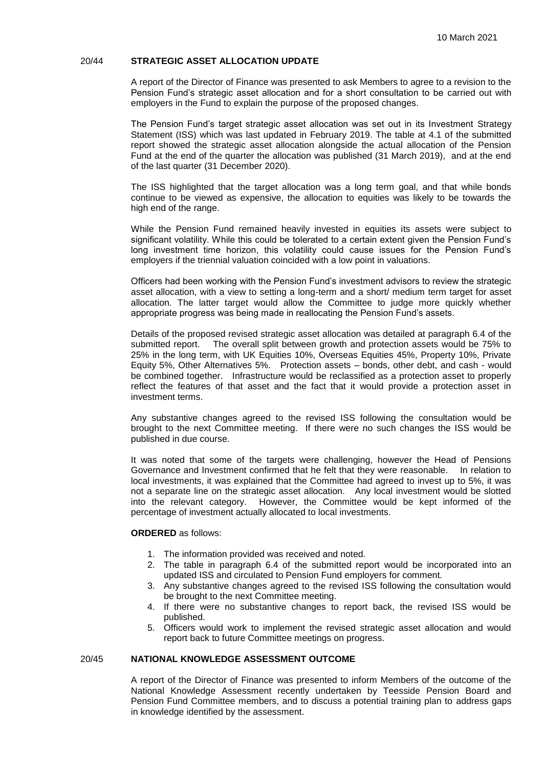## 20/44 STRATEGIC ASSET ALLOCATION UPDATE

A report of the Director of Finance was presented to ask Members to agree to a revision to the Pension Fund's strategic asset allocation and for a short consultation to be carried out with employers in the Fund to explain the purpose of the proposed changes.

The Pension Fund's target strategic asset allocation was set out in its Investment Strategy Statement (ISS) which was last updated in February 2019. The table at 4.1 of the submitted report showed the strategic asset allocation alongside the actual allocation of the Pension Fund at the end of the quarter the allocation was published (31 March 2019), and at the end of the last quarter (31 December 2020).

The ISS highlighted that the target allocation was a long term goal, and that while bonds continue to be viewed as expensive, the allocation to equities was likely to be towards the high end of the range.

While the Pension Fund remained heavily invested in equities its assets were subject to significant volatility. While this could be tolerated to a certain extent given the Pension Fund's long investment time horizon, this volatility could cause issues for the Pension Fund's employers if the triennial valuation coincided with a low point in valuations.

Officers had been working with the Pension Fund's investment advisors to review the strategic asset allocation, with a view to setting a long-term and a short/ medium term target for asset allocation. The latter target would allow the Committee to judge more quickly whether appropriate progress was being made in reallocating the Pension Fund's assets.

Details of the proposed revised strategic asset allocation was detailed at paragraph 6.4 of the submitted report. The overall split between growth and protection assets would be 75% to 25% in the long term, with UK Equities 10%, Overseas Equities 45%, Property 10%, Private Equity 5%, Other Alternatives 5%. Protection assets – bonds, other debt, and cash - would be combined together. Infrastructure would be reclassified as a protection asset to properly reflect the features of that asset and the fact that it would provide a protection asset in investment terms.

Any substantive changes agreed to the revised ISS following the consultation would be brought to the next Committee meeting. If there were no such changes the ISS would be published in due course.

It was noted that some of the targets were challenging, however the Head of Pensions Governance and Investment confirmed that he felt that they were reasonable. In relation to local investments, it was explained that the Committee had agreed to invest up to 5%, it was not a separate line on the strategic asset allocation. Any local investment would be slotted into the relevant category. However, the Committee would be kept informed of the percentage of investment actually allocated to local investments.

**ORDERED** as follows:

1. The information provided was received and noted.
2. The table in paragraph 6.4 of the submitted report would be incorporated into an updated ISS and circulated to Pension Fund employers for comment.
3. Any substantive changes agreed to the revised ISS following the consultation would be brought to the next Committee meeting.
4. If there were no substantive changes to report back, the revised ISS would be published.
5. Officers would work to implement the revised strategic asset allocation and would report back to future Committee meetings on progress.

## 20/45 NATIONAL KNOWLEDGE ASSESSMENT OUTCOME

A report of the Director of Finance was presented to inform Members of the outcome of the National Knowledge Assessment recently undertaken by Teesside Pension Board and Pension Fund Committee members, and to discuss a potential training plan to address gaps in knowledge identified by the assessment.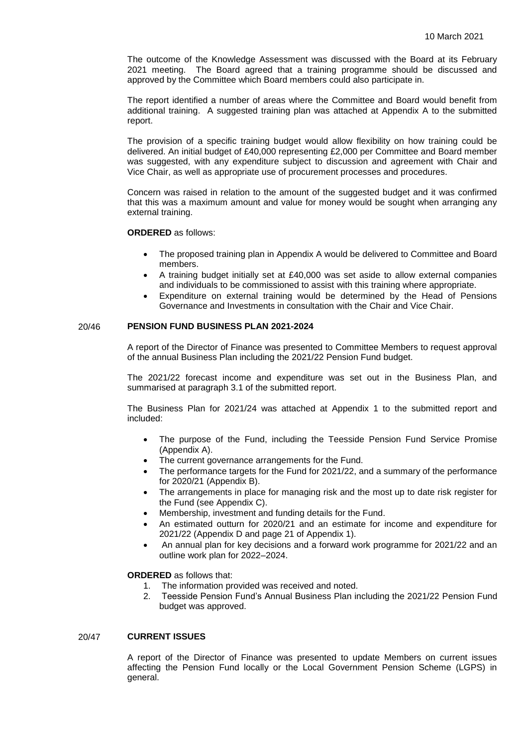The outcome of the Knowledge Assessment was discussed with the Board at its February 2021 meeting. The Board agreed that a training programme should be discussed and approved by the Committee which Board members could also participate in.

The report identified a number of areas where the Committee and Board would benefit from additional training. A suggested training plan was attached at Appendix A to the submitted report.

The provision of a specific training budget would allow flexibility on how training could be delivered. An initial budget of £40,000 representing £2,000 per Committee and Board member was suggested, with any expenditure subject to discussion and agreement with Chair and Vice Chair, as well as appropriate use of procurement processes and procedures.

Concern was raised in relation to the amount of the suggested budget and it was confirmed that this was a maximum amount and value for money would be sought when arranging any external training.

**ORDERED** as follows:

- The proposed training plan in Appendix A would be delivered to Committee and Board members.
- A training budget initially set at £40,000 was set aside to allow external companies and individuals to be commissioned to assist with this training where appropriate.
- Expenditure on external training would be determined by the Head of Pensions Governance and Investments in consultation with the Chair and Vice Chair.

## 20/46 PENSION FUND BUSINESS PLAN 2021-2024

A report of the Director of Finance was presented to Committee Members to request approval of the annual Business Plan including the 2021/22 Pension Fund budget.

The 2021/22 forecast income and expenditure was set out in the Business Plan, and summarised at paragraph 3.1 of the submitted report.

The Business Plan for 2021/24 was attached at Appendix 1 to the submitted report and included:

- The purpose of the Fund, including the Teesside Pension Fund Service Promise (Appendix A).
- The current governance arrangements for the Fund.
- The performance targets for the Fund for 2021/22, and a summary of the performance for 2020/21 (Appendix B).
- The arrangements in place for managing risk and the most up to date risk register for the Fund (see Appendix C).
- Membership, investment and funding details for the Fund.
- An estimated outturn for 2020/21 and an estimate for income and expenditure for 2021/22 (Appendix D and page 21 of Appendix 1).
- An annual plan for key decisions and a forward work programme for 2021/22 and an outline work plan for 2022–2024.

**ORDERED** as follows that:

1. The information provided was received and noted.
2. Teesside Pension Fund's Annual Business Plan including the 2021/22 Pension Fund budget was approved.

## 20/47 CURRENT ISSUES

A report of the Director of Finance was presented to update Members on current issues affecting the Pension Fund locally or the Local Government Pension Scheme (LGPS) in general.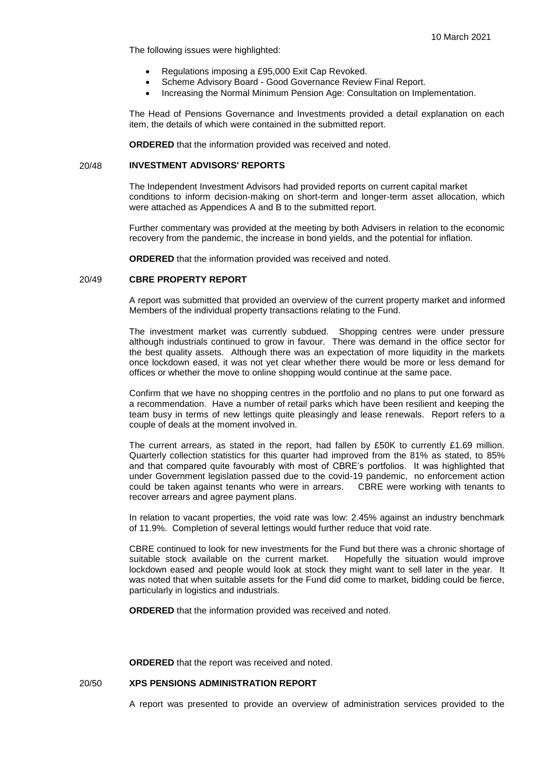The following issues were highlighted:

- Regulations imposing a £95,000 Exit Cap Revoked.
- Scheme Advisory Board - Good Governance Review Final Report.
- Increasing the Normal Minimum Pension Age: Consultation on Implementation.

The Head of Pensions Governance and Investments provided a detail explanation on each item, the details of which were contained in the submitted report.

**ORDERED** that the information provided was received and noted.

## 20/48 INVESTMENT ADVISORS' REPORTS

The Independent Investment Advisors had provided reports on current capital market conditions to inform decision-making on short-term and longer-term asset allocation, which were attached as Appendices A and B to the submitted report.

Further commentary was provided at the meeting by both Advisers in relation to the economic recovery from the pandemic, the increase in bond yields, and the potential for inflation.

**ORDERED** that the information provided was received and noted.

## 20/49 CBRE PROPERTY REPORT

A report was submitted that provided an overview of the current property market and informed Members of the individual property transactions relating to the Fund.

The investment market was currently subdued. Shopping centres were under pressure although industrials continued to grow in favour. There was demand in the office sector for the best quality assets. Although there was an expectation of more liquidity in the markets once lockdown eased, it was not yet clear whether there would be more or less demand for offices or whether the move to online shopping would continue at the same pace.

Confirm that we have no shopping centres in the portfolio and no plans to put one forward as a recommendation. Have a number of retail parks which have been resilient and keeping the team busy in terms of new lettings quite pleasingly and lease renewals. Report refers to a couple of deals at the moment involved in.

The current arrears, as stated in the report, had fallen by £50K to currently £1.69 million. Quarterly collection statistics for this quarter had improved from the 81% as stated, to 85% and that compared quite favourably with most of CBRE's portfolios. It was highlighted that under Government legislation passed due to the covid-19 pandemic, no enforcement action could be taken against tenants who were in arrears. CBRE were working with tenants to recover arrears and agree payment plans.

In relation to vacant properties, the void rate was low: 2.45% against an industry benchmark of 11.9%. Completion of several lettings would further reduce that void rate.

CBRE continued to look for new investments for the Fund but there was a chronic shortage of suitable stock available on the current market. Hopefully the situation would improve lockdown eased and people would look at stock they might want to sell later in the year. It was noted that when suitable assets for the Fund did come to market, bidding could be fierce, particularly in logistics and industrials.

**ORDERED** that the information provided was received and noted.

**ORDERED** that the report was received and noted.

## 20/50 XPS PENSIONS ADMINISTRATION REPORT

A report was presented to provide an overview of administration services provided to the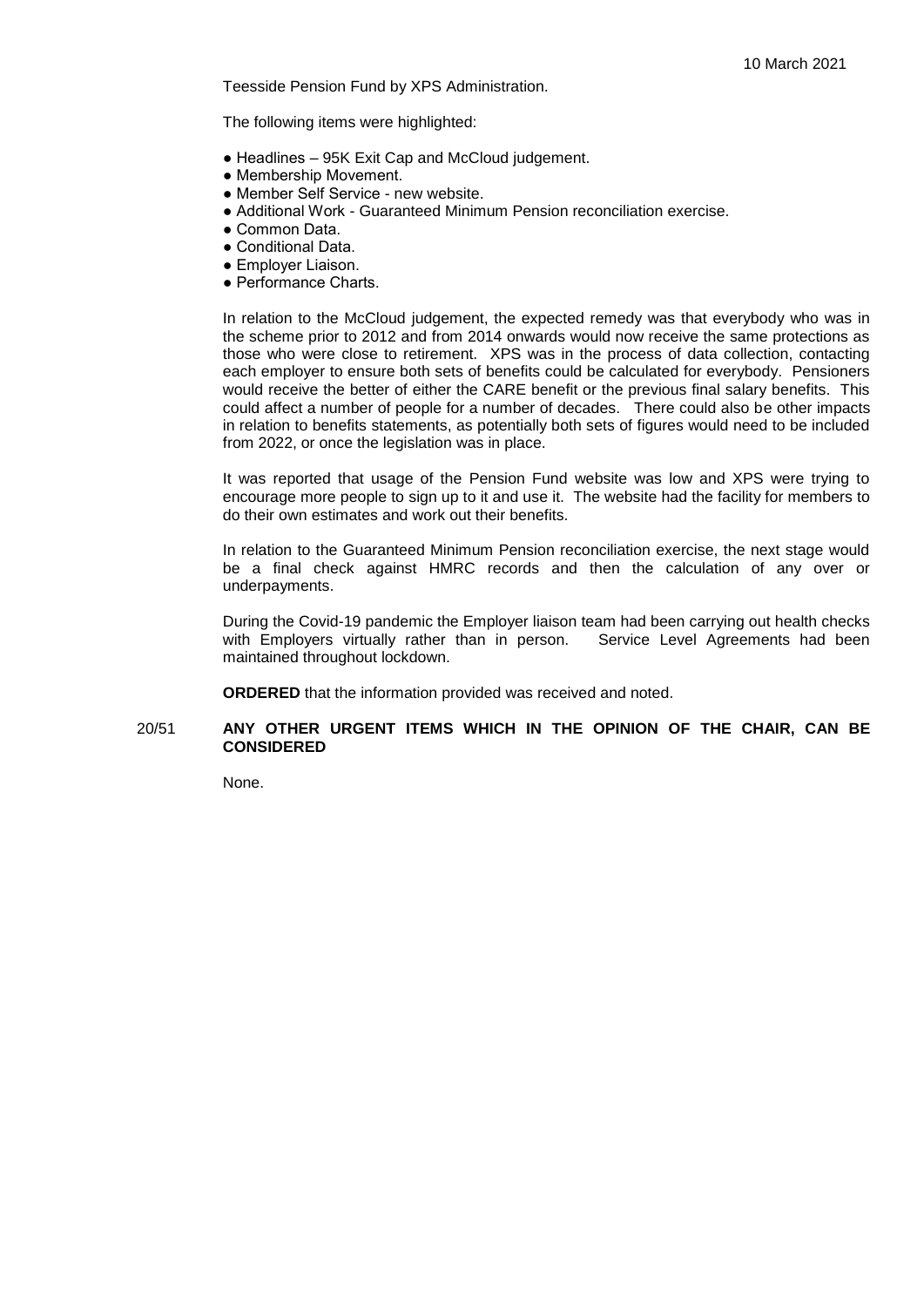Teesside Pension Fund by XPS Administration.

The following items were highlighted:

- Headlines – 95K Exit Cap and McCloud judgement.
- Membership Movement.
- Member Self Service - new website.
- Additional Work - Guaranteed Minimum Pension reconciliation exercise.
- Common Data.
- Conditional Data.
- Employer Liaison.
- Performance Charts.

In relation to the McCloud judgement, the expected remedy was that everybody who was in the scheme prior to 2012 and from 2014 onwards would now receive the same protections as those who were close to retirement. XPS was in the process of data collection, contacting each employer to ensure both sets of benefits could be calculated for everybody. Pensioners would receive the better of either the CARE benefit or the previous final salary benefits. This could affect a number of people for a number of decades. There could also be other impacts in relation to benefits statements, as potentially both sets of figures would need to be included from 2022, or once the legislation was in place.

It was reported that usage of the Pension Fund website was low and XPS were trying to encourage more people to sign up to it and use it. The website had the facility for members to do their own estimates and work out their benefits.

In relation to the Guaranteed Minimum Pension reconciliation exercise, the next stage would be a final check against HMRC records and then the calculation of any over or underpayments.

During the Covid-19 pandemic the Employer liaison team had been carrying out health checks with Employers virtually rather than in person. Service Level Agreements had been maintained throughout lockdown.

**ORDERED** that the information provided was received and noted.

20/51 **ANY OTHER URGENT ITEMS WHICH IN THE OPINION OF THE CHAIR, CAN BE CONSIDERED**

None.